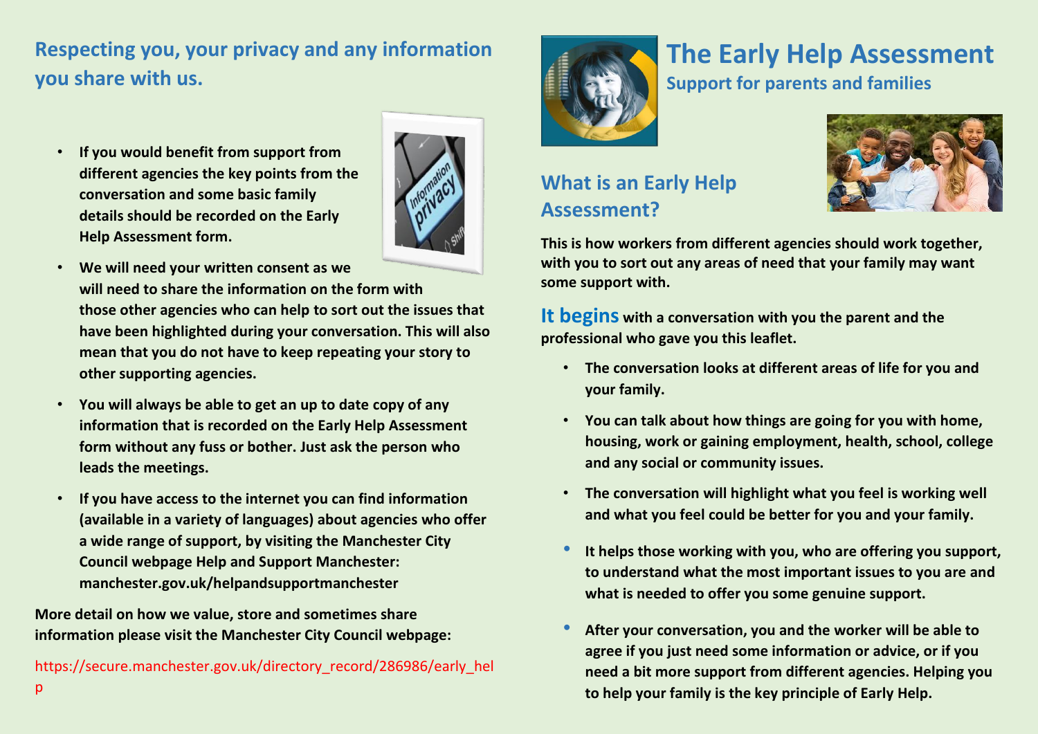## Respecting you, your privacy and any information you share with us.

- **If you would benefit from support from different agencies the key points from the conversation and some basic family details should be recorded on the Early Help Assessment form.**
- **We will need your written consent as we will need to share the information on the form with those other agencies who can help to sort out the issues that have been highlighted during your conversation. This will also mean that you do not have to keep repeating your story to other supporting agencies.**
- **You will always be able to get an up to date copy of any information that is recorded on the Early Help Assessment form without any fuss or bother. Just ask the person who leads the meetings.**
- **If you have access to the internet you can find information (available in a variety of languages) about agencies who offer a wide range of support, by visiting the Manchester City Council webpage Help and Support Manchester: manchester.gov.uk/helpandsupportmanchester**

**More detail on how we value, store and sometimes share information please visit the Manchester City Council webpage:**

https://secure.manchester.gov.uk/directory_record/286986/early_help

# The Early Help Assessment

### Support for parents and families

## What is an Early Help Assessment?

**This is how workers from different agencies should work together, with you to sort out any areas of need that your family may want some support with.**

**It begins with a conversation with you the parent and the professional who gave you this leaflet.**

- **The conversation looks at different areas of life for you and your family.**
- **You can talk about how things are going for you with home, housing, work or gaining employment, health, school, college and any social or community issues.**
- **The conversation will highlight what you feel is working well and what you feel could be better for you and your family.**
- **It helps those working with you, who are offering you support, to understand what the most important issues to you are and what is needed to offer you some genuine support.**
- **After your conversation, you and the worker will be able to agree if you just need some information or advice, or if you need a bit more support from different agencies. Helping you to help your family is the key principle of Early Help.**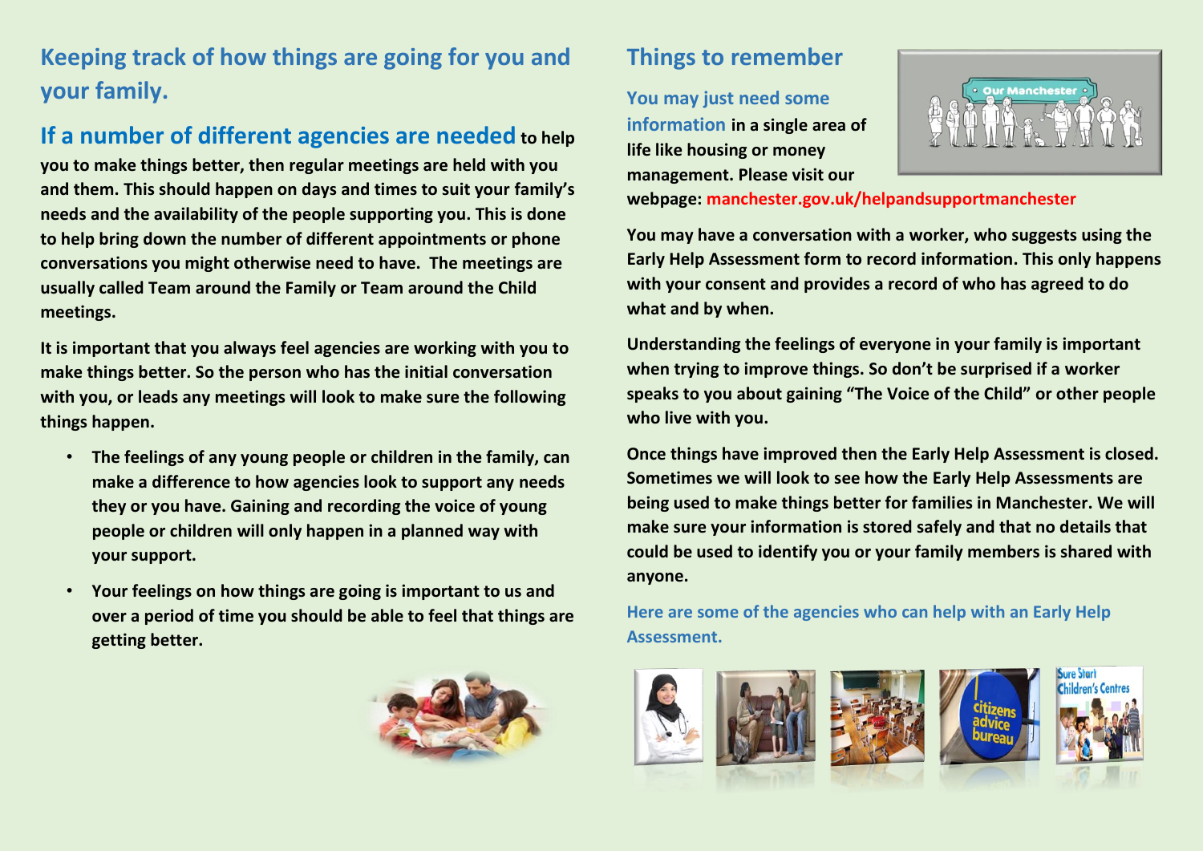## Keeping track of how things are going for you and your family.

### If a number of different agencies are needed **to help you to make things better, then regular meetings are held with you and them. This should happen on days and times to suit your family's needs and the availability of the people supporting you. This is done to help bring down the number of different appointments or phone conversations you might otherwise need to have. The meetings are usually called Team around the Family or Team around the Child meetings.**

**It is important that you always feel agencies are working with you to make things better. So the person who has the initial conversation with you, or leads any meetings will look to make sure the following things happen.**

- **The feelings of any young people or children in the family, can make a difference to how agencies look to support any needs they or you have. Gaining and recording the voice of young people or children will only happen in a planned way with your support.**
- **Your feelings on how things are going is important to us and over a period of time you should be able to feel that things are getting better.**

## Things to remember

**You may just need some information in a single area of life like housing or money management. Please visit our webpage: manchester.gov.uk/helpandsupportmanchester**

**You may have a conversation with a worker, who suggests using the Early Help Assessment form to record information. This only happens with your consent and provides a record of who has agreed to do what and by when.**

**Understanding the feelings of everyone in your family is important when trying to improve things. So don't be surprised if a worker speaks to you about gaining "The Voice of the Child" or other people who live with you.**

**Once things have improved then the Early Help Assessment is closed. Sometimes we will look to see how the Early Help Assessments are being used to make things better for families in Manchester. We will make sure your information is stored safely and that no details that could be used to identify you or your family members is shared with anyone.**

**Here are some of the agencies who can help with an Early Help Assessment.**